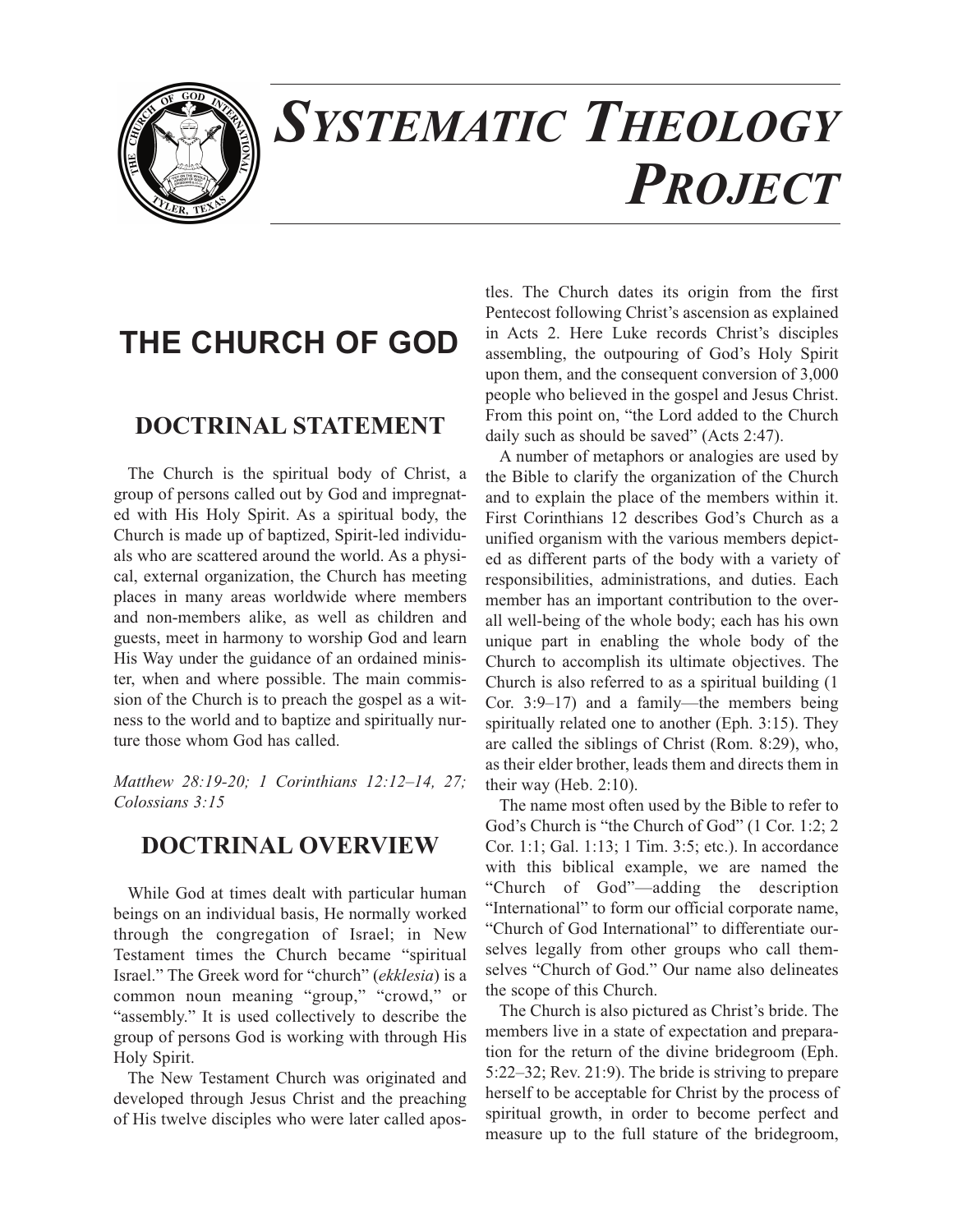# SYSTEMATIC THEOLOGY PROJECT

## THE CHURCH OF GOD

### DOCTRINAL STATEMENT

The Church is the spiritual body of Christ, a group of persons called out by God and impregnated with His Holy Spirit. As a spiritual body, the Church is made up of baptized, Spirit-led individuals who are scattered around the world. As a physical, external organization, the Church has meeting places in many areas worldwide where members and non-members alike, as well as children and guests, meet in harmony to worship God and learn His Way under the guidance of an ordained minister, when and where possible. The main commission of the Church is to preach the gospel as a witness to the world and to baptize and spiritually nurture those whom God has called.

*Matthew 28:19-20; 1 Corinthians 12:12–14, 27; Colossians 3:15*

### DOCTRINAL OVERVIEW

While God at times dealt with particular human beings on an individual basis, He normally worked through the congregation of Israel; in New Testament times the Church became "spiritual Israel." The Greek word for "church" (*ekklesia*) is a common noun meaning "group," "crowd," or "assembly." It is used collectively to describe the group of persons God is working with through His Holy Spirit.

The New Testament Church was originated and developed through Jesus Christ and the preaching of His twelve disciples who were later called apostles. The Church dates its origin from the first Pentecost following Christ's ascension as explained in Acts 2. Here Luke records Christ's disciples assembling, the outpouring of God's Holy Spirit upon them, and the consequent conversion of 3,000 people who believed in the gospel and Jesus Christ. From this point on, "the Lord added to the Church daily such as should be saved" (Acts 2:47).

A number of metaphors or analogies are used by the Bible to clarify the organization of the Church and to explain the place of the members within it. First Corinthians 12 describes God's Church as a unified organism with the various members depicted as different parts of the body with a variety of responsibilities, administrations, and duties. Each member has an important contribution to the overall well-being of the whole body; each has his own unique part in enabling the whole body of the Church to accomplish its ultimate objectives. The Church is also referred to as a spiritual building (1 Cor. 3:9–17) and a family—the members being spiritually related one to another (Eph. 3:15). They are called the siblings of Christ (Rom. 8:29), who, as their elder brother, leads them and directs them in their way (Heb. 2:10).

The name most often used by the Bible to refer to God's Church is "the Church of God" (1 Cor. 1:2; 2 Cor. 1:1; Gal. 1:13; 1 Tim. 3:5; etc.). In accordance with this biblical example, we are named the "Church of God"—adding the description "International" to form our official corporate name, "Church of God International" to differentiate ourselves legally from other groups who call themselves "Church of God." Our name also delineates the scope of this Church.

The Church is also pictured as Christ's bride. The members live in a state of expectation and preparation for the return of the divine bridegroom (Eph. 5:22–32; Rev. 21:9). The bride is striving to prepare herself to be acceptable for Christ by the process of spiritual growth, in order to become perfect and measure up to the full stature of the bridegroom,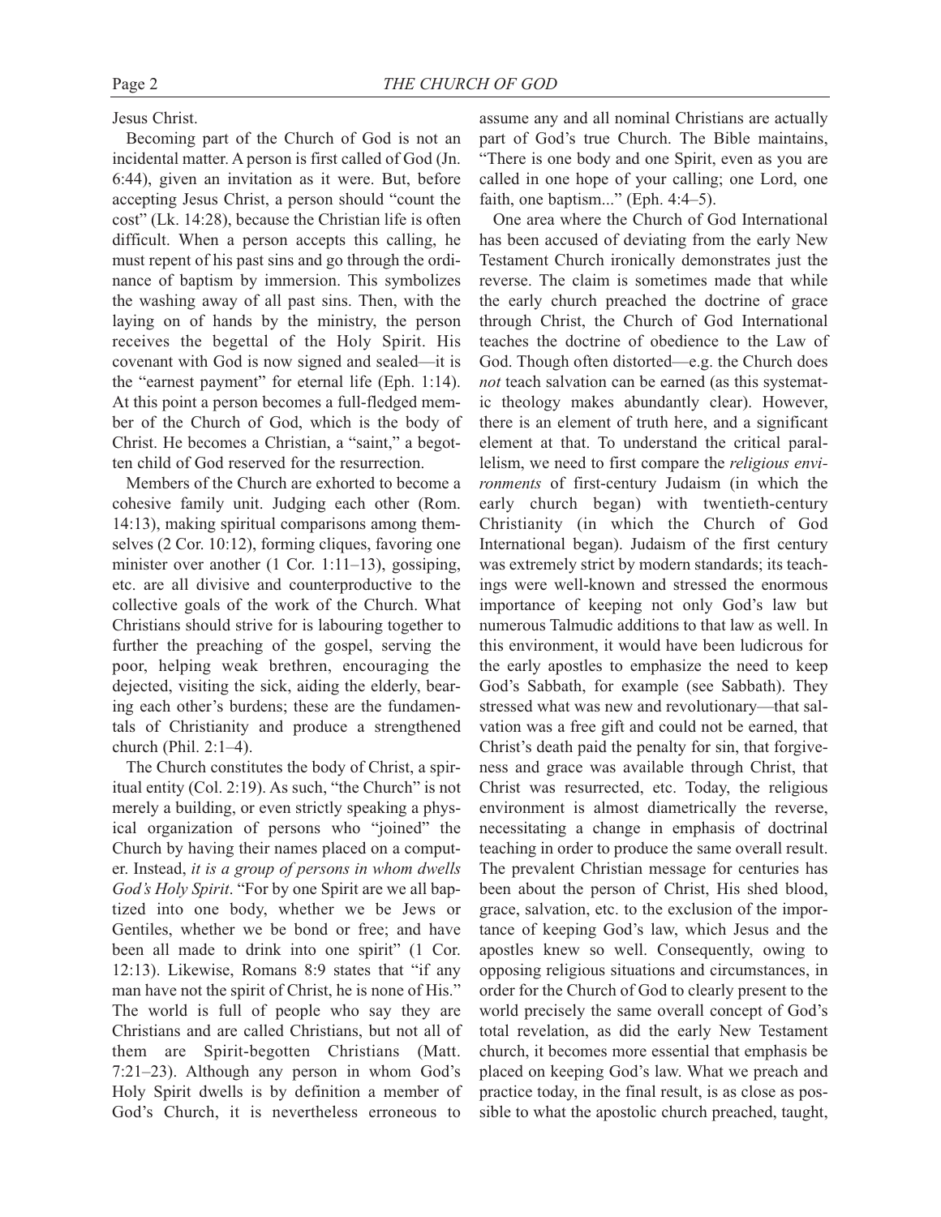Jesus Christ.

Becoming part of the Church of God is not an incidental matter. A person is first called of God (Jn. 6:44), given an invitation as it were. But, before accepting Jesus Christ, a person should "count the cost" (Lk. 14:28), because the Christian life is often difficult. When a person accepts this calling, he must repent of his past sins and go through the ordinance of baptism by immersion. This symbolizes the washing away of all past sins. Then, with the laying on of hands by the ministry, the person receives the begettal of the Holy Spirit. His covenant with God is now signed and sealed—it is the "earnest payment" for eternal life (Eph. 1:14). At this point a person becomes a full-fledged member of the Church of God, which is the body of Christ. He becomes a Christian, a "saint," a begotten child of God reserved for the resurrection.

Members of the Church are exhorted to become a cohesive family unit. Judging each other (Rom. 14:13), making spiritual comparisons among themselves (2 Cor. 10:12), forming cliques, favoring one minister over another (1 Cor. 1:11–13), gossiping, etc. are all divisive and counterproductive to the collective goals of the work of the Church. What Christians should strive for is labouring together to further the preaching of the gospel, serving the poor, helping weak brethren, encouraging the dejected, visiting the sick, aiding the elderly, bearing each other's burdens; these are the fundamentals of Christianity and produce a strengthened church (Phil. 2:1–4).

The Church constitutes the body of Christ, a spiritual entity (Col. 2:19). As such, "the Church" is not merely a building, or even strictly speaking a physical organization of persons who "joined" the Church by having their names placed on a computer. Instead, *it is a group of persons in whom dwells God's Holy Spirit*. "For by one Spirit are we all baptized into one body, whether we be Jews or Gentiles, whether we be bond or free; and have been all made to drink into one spirit" (1 Cor. 12:13). Likewise, Romans 8:9 states that "if any man have not the spirit of Christ, he is none of His." The world is full of people who say they are Christians and are called Christians, but not all of them are Spirit-begotten Christians (Matt. 7:21–23). Although any person in whom God's Holy Spirit dwells is by definition a member of God's Church, it is nevertheless erroneous to assume any and all nominal Christians are actually part of God's true Church. The Bible maintains, "There is one body and one Spirit, even as you are called in one hope of your calling; one Lord, one faith, one baptism..." (Eph. 4:4–5).

One area where the Church of God International has been accused of deviating from the early New Testament Church ironically demonstrates just the reverse. The claim is sometimes made that while the early church preached the doctrine of grace through Christ, the Church of God International teaches the doctrine of obedience to the Law of God. Though often distorted—e.g. the Church does *not* teach salvation can be earned (as this systematic theology makes abundantly clear). However, there is an element of truth here, and a significant element at that. To understand the critical parallelism, we need to first compare the *religious environments* of first-century Judaism (in which the early church began) with twentieth-century Christianity (in which the Church of God International began). Judaism of the first century was extremely strict by modern standards; its teachings were well-known and stressed the enormous importance of keeping not only God's law but numerous Talmudic additions to that law as well. In this environment, it would have been ludicrous for the early apostles to emphasize the need to keep God's Sabbath, for example (see Sabbath). They stressed what was new and revolutionary—that salvation was a free gift and could not be earned, that Christ's death paid the penalty for sin, that forgiveness and grace was available through Christ, that Christ was resurrected, etc. Today, the religious environment is almost diametrically the reverse, necessitating a change in emphasis of doctrinal teaching in order to produce the same overall result. The prevalent Christian message for centuries has been about the person of Christ, His shed blood, grace, salvation, etc. to the exclusion of the importance of keeping God's law, which Jesus and the apostles knew so well. Consequently, owing to opposing religious situations and circumstances, in order for the Church of God to clearly present to the world precisely the same overall concept of God's total revelation, as did the early New Testament church, it becomes more essential that emphasis be placed on keeping God's law. What we preach and practice today, in the final result, is as close as possible to what the apostolic church preached, taught,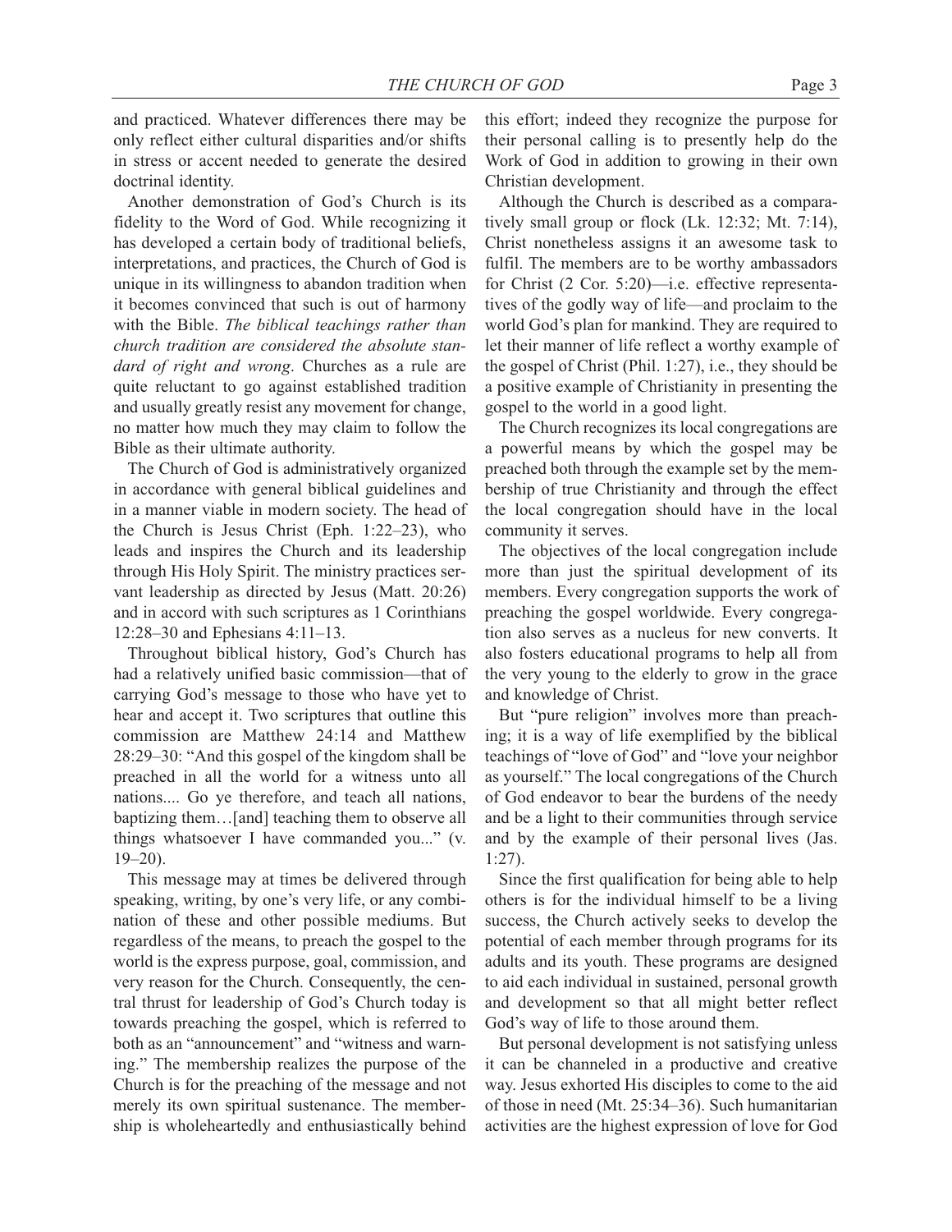and practiced. Whatever differences there may be only reflect either cultural disparities and/or shifts in stress or accent needed to generate the desired doctrinal identity.

Another demonstration of God's Church is its fidelity to the Word of God. While recognizing it has developed a certain body of traditional beliefs, interpretations, and practices, the Church of God is unique in its willingness to abandon tradition when it becomes convinced that such is out of harmony with the Bible. *The biblical teachings rather than church tradition are considered the absolute standard of right and wrong*. Churches as a rule are quite reluctant to go against established tradition and usually greatly resist any movement for change, no matter how much they may claim to follow the Bible as their ultimate authority.

The Church of God is administratively organized in accordance with general biblical guidelines and in a manner viable in modern society. The head of the Church is Jesus Christ (Eph. 1:22–23), who leads and inspires the Church and its leadership through His Holy Spirit. The ministry practices servant leadership as directed by Jesus (Matt. 20:26) and in accord with such scriptures as 1 Corinthians 12:28–30 and Ephesians 4:11–13.

Throughout biblical history, God's Church has had a relatively unified basic commission—that of carrying God's message to those who have yet to hear and accept it. Two scriptures that outline this commission are Matthew 24:14 and Matthew 28:29–30: "And this gospel of the kingdom shall be preached in all the world for a witness unto all nations.... Go ye therefore, and teach all nations, baptizing them…[and] teaching them to observe all things whatsoever I have commanded you..." (v. 19–20).

This message may at times be delivered through speaking, writing, by one's very life, or any combination of these and other possible mediums. But regardless of the means, to preach the gospel to the world is the express purpose, goal, commission, and very reason for the Church. Consequently, the central thrust for leadership of God's Church today is towards preaching the gospel, which is referred to both as an "announcement" and "witness and warning." The membership realizes the purpose of the Church is for the preaching of the message and not merely its own spiritual sustenance. The membership is wholeheartedly and enthusiastically behind this effort; indeed they recognize the purpose for their personal calling is to presently help do the Work of God in addition to growing in their own Christian development.

Although the Church is described as a comparatively small group or flock (Lk. 12:32; Mt. 7:14), Christ nonetheless assigns it an awesome task to fulfil. The members are to be worthy ambassadors for Christ (2 Cor. 5:20)—i.e. effective representatives of the godly way of life—and proclaim to the world God's plan for mankind. They are required to let their manner of life reflect a worthy example of the gospel of Christ (Phil. 1:27), i.e., they should be a positive example of Christianity in presenting the gospel to the world in a good light.

The Church recognizes its local congregations are a powerful means by which the gospel may be preached both through the example set by the membership of true Christianity and through the effect the local congregation should have in the local community it serves.

The objectives of the local congregation include more than just the spiritual development of its members. Every congregation supports the work of preaching the gospel worldwide. Every congregation also serves as a nucleus for new converts. It also fosters educational programs to help all from the very young to the elderly to grow in the grace and knowledge of Christ.

But "pure religion" involves more than preaching; it is a way of life exemplified by the biblical teachings of "love of God" and "love your neighbor as yourself." The local congregations of the Church of God endeavor to bear the burdens of the needy and be a light to their communities through service and by the example of their personal lives (Jas. 1:27).

Since the first qualification for being able to help others is for the individual himself to be a living success, the Church actively seeks to develop the potential of each member through programs for its adults and its youth. These programs are designed to aid each individual in sustained, personal growth and development so that all might better reflect God's way of life to those around them.

But personal development is not satisfying unless it can be channeled in a productive and creative way. Jesus exhorted His disciples to come to the aid of those in need (Mt. 25:34–36). Such humanitarian activities are the highest expression of love for God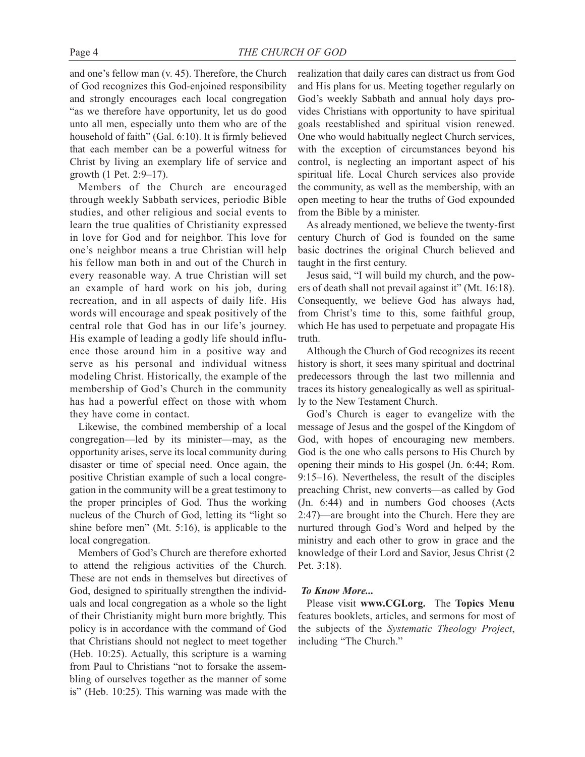and one's fellow man (v. 45). Therefore, the Church of God recognizes this God-enjoined responsibility and strongly encourages each local congregation "as we therefore have opportunity, let us do good unto all men, especially unto them who are of the household of faith" (Gal. 6:10). It is firmly believed that each member can be a powerful witness for Christ by living an exemplary life of service and growth (1 Pet. 2:9–17).

Members of the Church are encouraged through weekly Sabbath services, periodic Bible studies, and other religious and social events to learn the true qualities of Christianity expressed in love for God and for neighbor. This love for one's neighbor means a true Christian will help his fellow man both in and out of the Church in every reasonable way. A true Christian will set an example of hard work on his job, during recreation, and in all aspects of daily life. His words will encourage and speak positively of the central role that God has in our life's journey. His example of leading a godly life should influence those around him in a positive way and serve as his personal and individual witness modeling Christ. Historically, the example of the membership of God's Church in the community has had a powerful effect on those with whom they have come in contact.

Likewise, the combined membership of a local congregation—led by its minister—may, as the opportunity arises, serve its local community during disaster or time of special need. Once again, the positive Christian example of such a local congregation in the community will be a great testimony to the proper principles of God. Thus the working nucleus of the Church of God, letting its "light so shine before men" (Mt. 5:16), is applicable to the local congregation.

Members of God's Church are therefore exhorted to attend the religious activities of the Church. These are not ends in themselves but directives of God, designed to spiritually strengthen the individuals and local congregation as a whole so the light of their Christianity might burn more brightly. This policy is in accordance with the command of God that Christians should not neglect to meet together (Heb. 10:25). Actually, this scripture is a warning from Paul to Christians "not to forsake the assembling of ourselves together as the manner of some is" (Heb. 10:25). This warning was made with the realization that daily cares can distract us from God and His plans for us. Meeting together regularly on God's weekly Sabbath and annual holy days provides Christians with opportunity to have spiritual goals reestablished and spiritual vision renewed. One who would habitually neglect Church services, with the exception of circumstances beyond his control, is neglecting an important aspect of his spiritual life. Local Church services also provide the community, as well as the membership, with an open meeting to hear the truths of God expounded from the Bible by a minister.

As already mentioned, we believe the twenty-first century Church of God is founded on the same basic doctrines the original Church believed and taught in the first century.

Jesus said, "I will build my church, and the powers of death shall not prevail against it" (Mt. 16:18). Consequently, we believe God has always had, from Christ's time to this, some faithful group, which He has used to perpetuate and propagate His truth.

Although the Church of God recognizes its recent history is short, it sees many spiritual and doctrinal predecessors through the last two millennia and traces its history genealogically as well as spiritually to the New Testament Church.

God's Church is eager to evangelize with the message of Jesus and the gospel of the Kingdom of God, with hopes of encouraging new members. God is the one who calls persons to His Church by opening their minds to His gospel (Jn. 6:44; Rom. 9:15–16). Nevertheless, the result of the disciples preaching Christ, new converts—as called by God (Jn. 6:44) and in numbers God chooses (Acts 2:47)—are brought into the Church. Here they are nurtured through God's Word and helped by the ministry and each other to grow in grace and the knowledge of their Lord and Savior, Jesus Christ (2 Pet. 3:18).

***To Know More...***

Please visit **www.CGI.org.** The **Topics Menu** features booklets, articles, and sermons for most of the subjects of the *Systematic Theology Project*, including "The Church."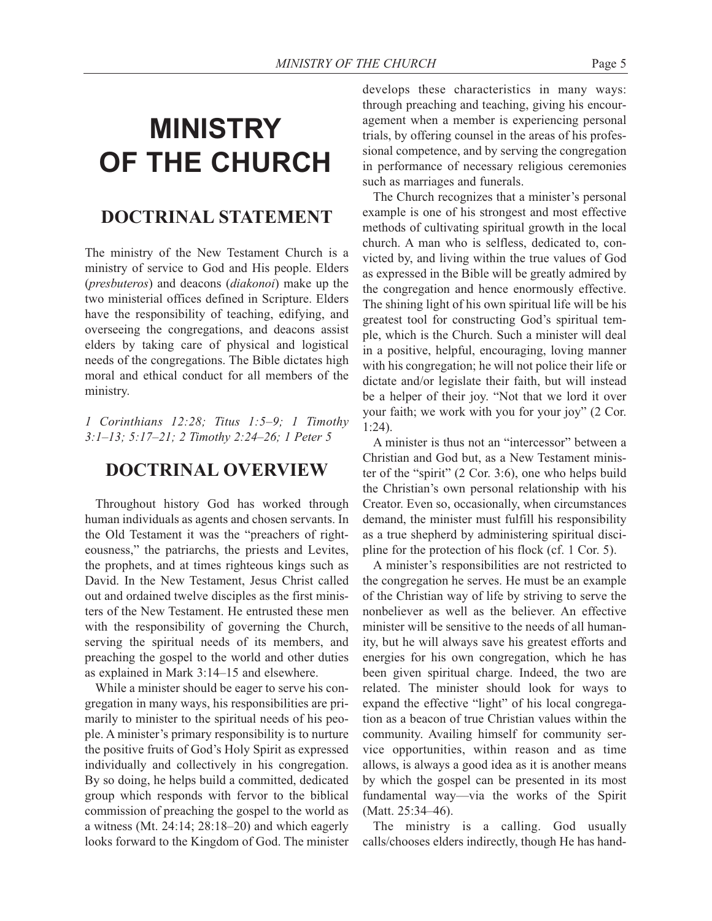# MINISTRY OF THE CHURCH

## DOCTRINAL STATEMENT

The ministry of the New Testament Church is a ministry of service to God and His people. Elders (*presbuteros*) and deacons (*diakonoi*) make up the two ministerial offices defined in Scripture. Elders have the responsibility of teaching, edifying, and overseeing the congregations, and deacons assist elders by taking care of physical and logistical needs of the congregations. The Bible dictates high moral and ethical conduct for all members of the ministry.

*1 Corinthians 12:28; Titus 1:5–9; 1 Timothy 3:1–13; 5:17–21; 2 Timothy 2:24–26; 1 Peter 5*

## DOCTRINAL OVERVIEW

Throughout history God has worked through human individuals as agents and chosen servants. In the Old Testament it was the "preachers of righteousness," the patriarchs, the priests and Levites, the prophets, and at times righteous kings such as David. In the New Testament, Jesus Christ called out and ordained twelve disciples as the first ministers of the New Testament. He entrusted these men with the responsibility of governing the Church, serving the spiritual needs of its members, and preaching the gospel to the world and other duties as explained in Mark 3:14–15 and elsewhere.

While a minister should be eager to serve his congregation in many ways, his responsibilities are primarily to minister to the spiritual needs of his people. A minister's primary responsibility is to nurture the positive fruits of God's Holy Spirit as expressed individually and collectively in his congregation. By so doing, he helps build a committed, dedicated group which responds with fervor to the biblical commission of preaching the gospel to the world as a witness (Mt. 24:14; 28:18–20) and which eagerly looks forward to the Kingdom of God. The minister develops these characteristics in many ways: through preaching and teaching, giving his encouragement when a member is experiencing personal trials, by offering counsel in the areas of his professional competence, and by serving the congregation in performance of necessary religious ceremonies such as marriages and funerals.

The Church recognizes that a minister's personal example is one of his strongest and most effective methods of cultivating spiritual growth in the local church. A man who is selfless, dedicated to, convicted by, and living within the true values of God as expressed in the Bible will be greatly admired by the congregation and hence enormously effective. The shining light of his own spiritual life will be his greatest tool for constructing God's spiritual temple, which is the Church. Such a minister will deal in a positive, helpful, encouraging, loving manner with his congregation; he will not police their life or dictate and/or legislate their faith, but will instead be a helper of their joy. "Not that we lord it over your faith; we work with you for your joy" (2 Cor. 1:24).

A minister is thus not an "intercessor" between a Christian and God but, as a New Testament minister of the "spirit" (2 Cor. 3:6), one who helps build the Christian's own personal relationship with his Creator. Even so, occasionally, when circumstances demand, the minister must fulfill his responsibility as a true shepherd by administering spiritual discipline for the protection of his flock (cf. 1 Cor. 5).

A minister's responsibilities are not restricted to the congregation he serves. He must be an example of the Christian way of life by striving to serve the nonbeliever as well as the believer. An effective minister will be sensitive to the needs of all humanity, but he will always save his greatest efforts and energies for his own congregation, which he has been given spiritual charge. Indeed, the two are related. The minister should look for ways to expand the effective "light" of his local congregation as a beacon of true Christian values within the community. Availing himself for community service opportunities, within reason and as time allows, is always a good idea as it is another means by which the gospel can be presented in its most fundamental way—via the works of the Spirit (Matt. 25:34–46).

The ministry is a calling. God usually calls/chooses elders indirectly, though He has hand-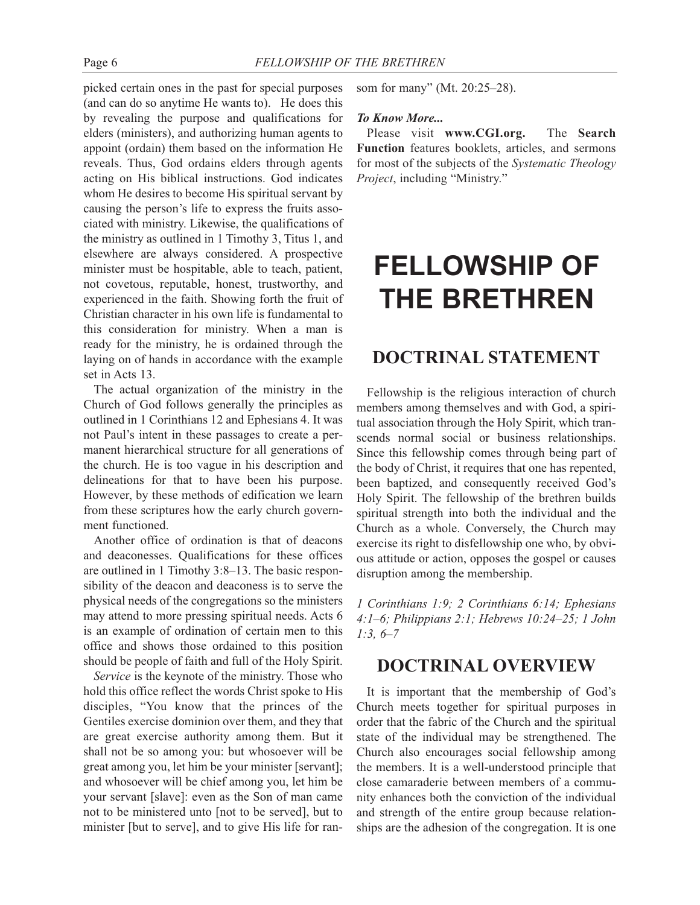picked certain ones in the past for special purposes (and can do so anytime He wants to). He does this by revealing the purpose and qualifications for elders (ministers), and authorizing human agents to appoint (ordain) them based on the information He reveals. Thus, God ordains elders through agents acting on His biblical instructions. God indicates whom He desires to become His spiritual servant by causing the person's life to express the fruits associated with ministry. Likewise, the qualifications of the ministry as outlined in 1 Timothy 3, Titus 1, and elsewhere are always considered. A prospective minister must be hospitable, able to teach, patient, not covetous, reputable, honest, trustworthy, and experienced in the faith. Showing forth the fruit of Christian character in his own life is fundamental to this consideration for ministry. When a man is ready for the ministry, he is ordained through the laying on of hands in accordance with the example set in Acts 13.

The actual organization of the ministry in the Church of God follows generally the principles as outlined in 1 Corinthians 12 and Ephesians 4. It was not Paul's intent in these passages to create a permanent hierarchical structure for all generations of the church. He is too vague in his description and delineations for that to have been his purpose. However, by these methods of edification we learn from these scriptures how the early church government functioned.

Another office of ordination is that of deacons and deaconesses. Qualifications for these offices are outlined in 1 Timothy 3:8–13. The basic responsibility of the deacon and deaconess is to serve the physical needs of the congregations so the ministers may attend to more pressing spiritual needs. Acts 6 is an example of ordination of certain men to this office and shows those ordained to this position should be people of faith and full of the Holy Spirit.

*Service* is the keynote of the ministry. Those who hold this office reflect the words Christ spoke to His disciples, "You know that the princes of the Gentiles exercise dominion over them, and they that are great exercise authority among them. But it shall not be so among you: but whosoever will be great among you, let him be your minister [servant]; and whosoever will be chief among you, let him be your servant [slave]: even as the Son of man came not to be ministered unto [not to be served], but to minister [but to serve], and to give His life for ransom for many" (Mt. 20:25–28).

***To Know More...***

Please visit **www.CGI.org.** The **Search Function** features booklets, articles, and sermons for most of the subjects of the *Systematic Theology Project*, including "Ministry."

# FELLOWSHIP OF THE BRETHREN

## DOCTRINAL STATEMENT

Fellowship is the religious interaction of church members among themselves and with God, a spiritual association through the Holy Spirit, which transcends normal social or business relationships. Since this fellowship comes through being part of the body of Christ, it requires that one has repented, been baptized, and consequently received God's Holy Spirit. The fellowship of the brethren builds spiritual strength into both the individual and the Church as a whole. Conversely, the Church may exercise its right to disfellowship one who, by obvious attitude or action, opposes the gospel or causes disruption among the membership.

*1 Corinthians 1:9; 2 Corinthians 6:14; Ephesians 4:1–6; Philippians 2:1; Hebrews 10:24–25; 1 John 1:3, 6–7*

## DOCTRINAL OVERVIEW

It is important that the membership of God's Church meets together for spiritual purposes in order that the fabric of the Church and the spiritual state of the individual may be strengthened. The Church also encourages social fellowship among the members. It is a well-understood principle that close camaraderie between members of a community enhances both the conviction of the individual and strength of the entire group because relationships are the adhesion of the congregation. It is one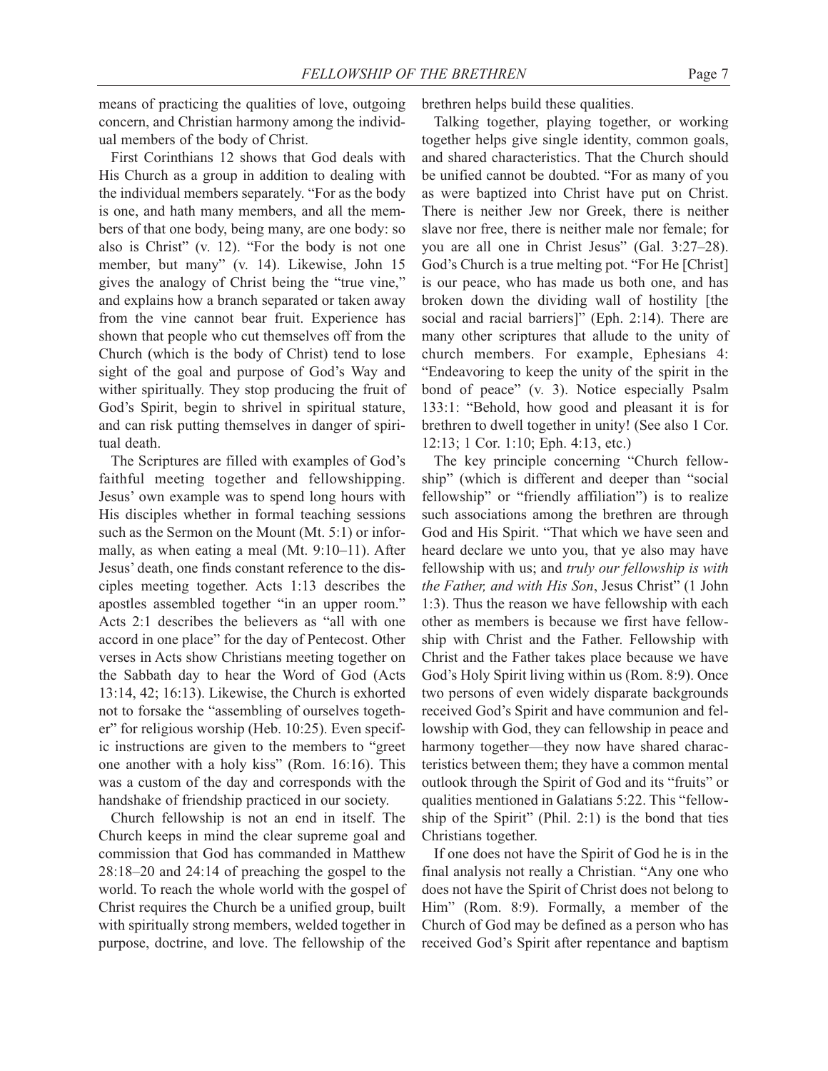means of practicing the qualities of love, outgoing concern, and Christian harmony among the individual members of the body of Christ.

First Corinthians 12 shows that God deals with His Church as a group in addition to dealing with the individual members separately. "For as the body is one, and hath many members, and all the members of that one body, being many, are one body: so also is Christ" (v. 12). "For the body is not one member, but many" (v. 14). Likewise, John 15 gives the analogy of Christ being the "true vine," and explains how a branch separated or taken away from the vine cannot bear fruit. Experience has shown that people who cut themselves off from the Church (which is the body of Christ) tend to lose sight of the goal and purpose of God's Way and wither spiritually. They stop producing the fruit of God's Spirit, begin to shrivel in spiritual stature, and can risk putting themselves in danger of spiritual death.

The Scriptures are filled with examples of God's faithful meeting together and fellowshipping. Jesus' own example was to spend long hours with His disciples whether in formal teaching sessions such as the Sermon on the Mount (Mt. 5:1) or informally, as when eating a meal (Mt. 9:10–11). After Jesus' death, one finds constant reference to the disciples meeting together. Acts 1:13 describes the apostles assembled together "in an upper room." Acts 2:1 describes the believers as "all with one accord in one place" for the day of Pentecost. Other verses in Acts show Christians meeting together on the Sabbath day to hear the Word of God (Acts 13:14, 42; 16:13). Likewise, the Church is exhorted not to forsake the "assembling of ourselves together" for religious worship (Heb. 10:25). Even specific instructions are given to the members to "greet one another with a holy kiss" (Rom. 16:16). This was a custom of the day and corresponds with the handshake of friendship practiced in our society.

Church fellowship is not an end in itself. The Church keeps in mind the clear supreme goal and commission that God has commanded in Matthew 28:18–20 and 24:14 of preaching the gospel to the world. To reach the whole world with the gospel of Christ requires the Church be a unified group, built with spiritually strong members, welded together in purpose, doctrine, and love. The fellowship of the brethren helps build these qualities.

Talking together, playing together, or working together helps give single identity, common goals, and shared characteristics. That the Church should be unified cannot be doubted. "For as many of you as were baptized into Christ have put on Christ. There is neither Jew nor Greek, there is neither slave nor free, there is neither male nor female; for you are all one in Christ Jesus" (Gal. 3:27–28). God's Church is a true melting pot. "For He [Christ] is our peace, who has made us both one, and has broken down the dividing wall of hostility [the social and racial barriers]" (Eph. 2:14). There are many other scriptures that allude to the unity of church members. For example, Ephesians 4: "Endeavoring to keep the unity of the spirit in the bond of peace" (v. 3). Notice especially Psalm 133:1: "Behold, how good and pleasant it is for brethren to dwell together in unity! (See also 1 Cor. 12:13; 1 Cor. 1:10; Eph. 4:13, etc.)

The key principle concerning "Church fellowship" (which is different and deeper than "social fellowship" or "friendly affiliation") is to realize such associations among the brethren are through God and His Spirit. "That which we have seen and heard declare we unto you, that ye also may have fellowship with us; and *truly our fellowship is with the Father, and with His Son*, Jesus Christ" (1 John 1:3). Thus the reason we have fellowship with each other as members is because we first have fellowship with Christ and the Father. Fellowship with Christ and the Father takes place because we have God's Holy Spirit living within us (Rom. 8:9). Once two persons of even widely disparate backgrounds received God's Spirit and have communion and fellowship with God, they can fellowship in peace and harmony together—they now have shared characteristics between them; they have a common mental outlook through the Spirit of God and its "fruits" or qualities mentioned in Galatians 5:22. This "fellowship of the Spirit" (Phil. 2:1) is the bond that ties Christians together.

If one does not have the Spirit of God he is in the final analysis not really a Christian. "Any one who does not have the Spirit of Christ does not belong to Him" (Rom. 8:9). Formally, a member of the Church of God may be defined as a person who has received God's Spirit after repentance and baptism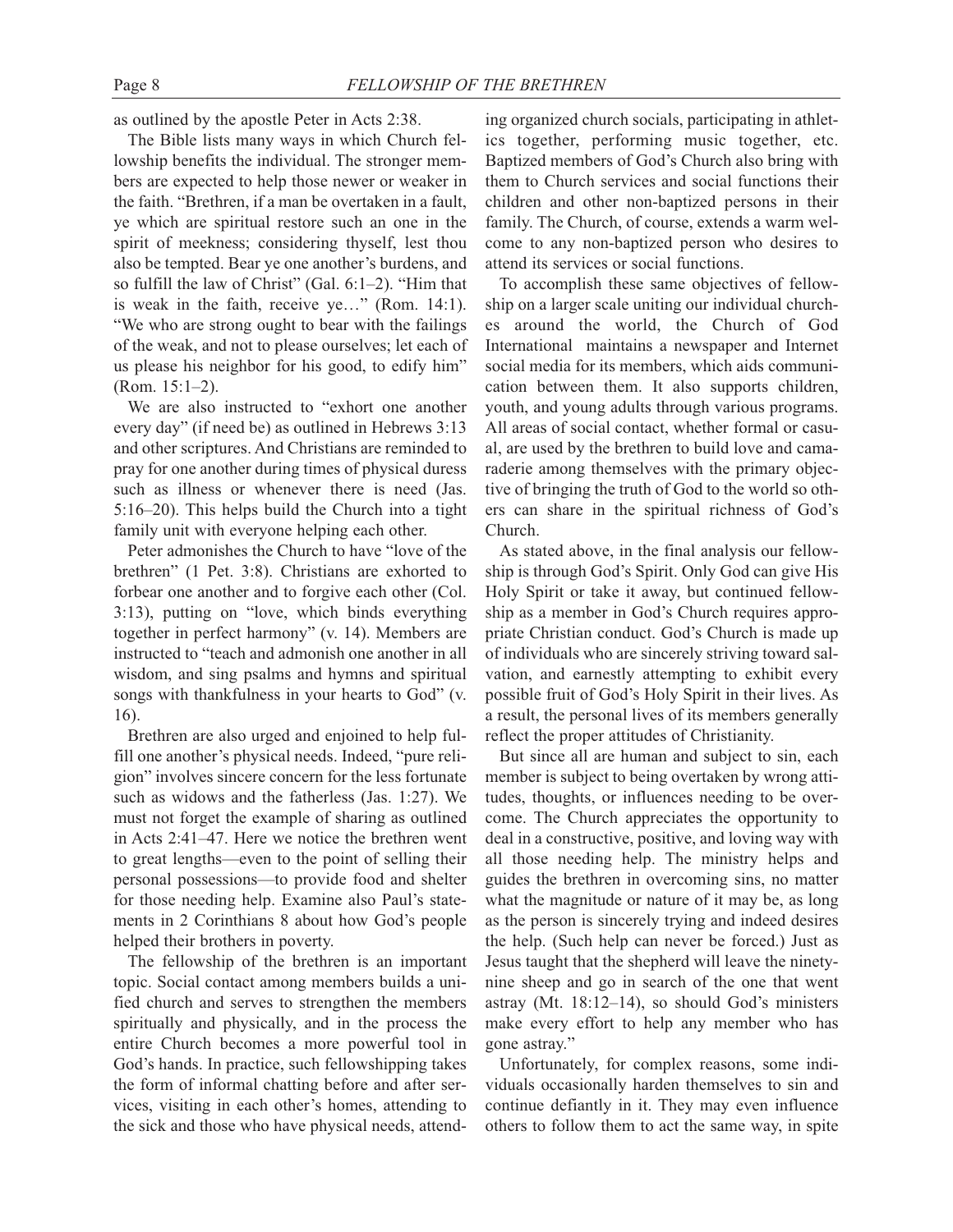as outlined by the apostle Peter in Acts 2:38.

The Bible lists many ways in which Church fellowship benefits the individual. The stronger members are expected to help those newer or weaker in the faith. "Brethren, if a man be overtaken in a fault, ye which are spiritual restore such an one in the spirit of meekness; considering thyself, lest thou also be tempted. Bear ye one another's burdens, and so fulfill the law of Christ" (Gal. 6:1–2). "Him that is weak in the faith, receive ye…" (Rom. 14:1). "We who are strong ought to bear with the failings of the weak, and not to please ourselves; let each of us please his neighbor for his good, to edify him" (Rom. 15:1–2).

We are also instructed to "exhort one another every day" (if need be) as outlined in Hebrews 3:13 and other scriptures. And Christians are reminded to pray for one another during times of physical duress such as illness or whenever there is need (Jas. 5:16–20). This helps build the Church into a tight family unit with everyone helping each other.

Peter admonishes the Church to have "love of the brethren" (1 Pet. 3:8). Christians are exhorted to forbear one another and to forgive each other (Col. 3:13), putting on "love, which binds everything together in perfect harmony" (v. 14). Members are instructed to "teach and admonish one another in all wisdom, and sing psalms and hymns and spiritual songs with thankfulness in your hearts to God" (v. 16).

Brethren are also urged and enjoined to help fulfill one another's physical needs. Indeed, "pure religion" involves sincere concern for the less fortunate such as widows and the fatherless (Jas. 1:27). We must not forget the example of sharing as outlined in Acts 2:41–47. Here we notice the brethren went to great lengths—even to the point of selling their personal possessions—to provide food and shelter for those needing help. Examine also Paul's statements in 2 Corinthians 8 about how God's people helped their brothers in poverty.

The fellowship of the brethren is an important topic. Social contact among members builds a unified church and serves to strengthen the members spiritually and physically, and in the process the entire Church becomes a more powerful tool in God's hands. In practice, such fellowshipping takes the form of informal chatting before and after services, visiting in each other's homes, attending to the sick and those who have physical needs, attending organized church socials, participating in athletics together, performing music together, etc. Baptized members of God's Church also bring with them to Church services and social functions their children and other non-baptized persons in their family. The Church, of course, extends a warm welcome to any non-baptized person who desires to attend its services or social functions.

To accomplish these same objectives of fellowship on a larger scale uniting our individual churches around the world, the Church of God International maintains a newspaper and Internet social media for its members, which aids communication between them. It also supports children, youth, and young adults through various programs. All areas of social contact, whether formal or casual, are used by the brethren to build love and camaraderie among themselves with the primary objective of bringing the truth of God to the world so others can share in the spiritual richness of God's Church.

As stated above, in the final analysis our fellowship is through God's Spirit. Only God can give His Holy Spirit or take it away, but continued fellowship as a member in God's Church requires appropriate Christian conduct. God's Church is made up of individuals who are sincerely striving toward salvation, and earnestly attempting to exhibit every possible fruit of God's Holy Spirit in their lives. As a result, the personal lives of its members generally reflect the proper attitudes of Christianity.

But since all are human and subject to sin, each member is subject to being overtaken by wrong attitudes, thoughts, or influences needing to be overcome. The Church appreciates the opportunity to deal in a constructive, positive, and loving way with all those needing help. The ministry helps and guides the brethren in overcoming sins, no matter what the magnitude or nature of it may be, as long as the person is sincerely trying and indeed desires the help. (Such help can never be forced.) Just as Jesus taught that the shepherd will leave the ninety-nine sheep and go in search of the one that went astray (Mt. 18:12–14), so should God's ministers make every effort to help any member who has gone astray."

Unfortunately, for complex reasons, some individuals occasionally harden themselves to sin and continue defiantly in it. They may even influence others to follow them to act the same way, in spite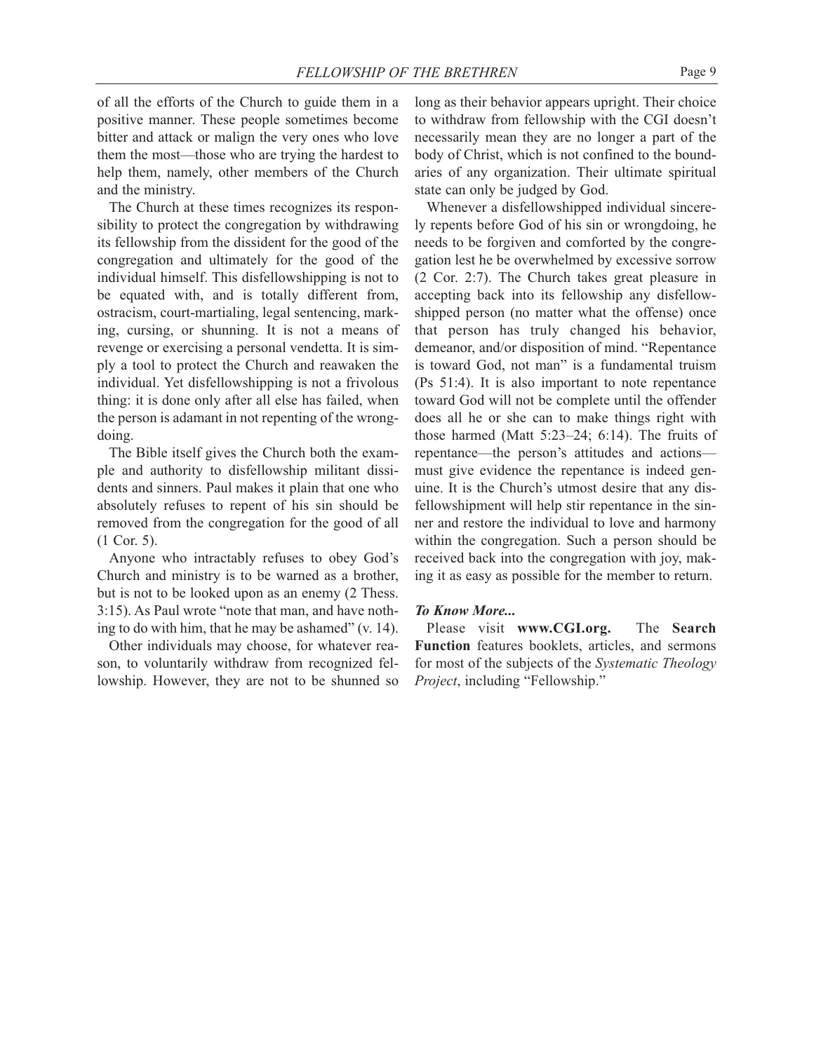of all the efforts of the Church to guide them in a positive manner. These people sometimes become bitter and attack or malign the very ones who love them the most—those who are trying the hardest to help them, namely, other members of the Church and the ministry.

The Church at these times recognizes its responsibility to protect the congregation by withdrawing its fellowship from the dissident for the good of the congregation and ultimately for the good of the individual himself. This disfellowshipping is not to be equated with, and is totally different from, ostracism, court-martialing, legal sentencing, marking, cursing, or shunning. It is not a means of revenge or exercising a personal vendetta. It is simply a tool to protect the Church and reawaken the individual. Yet disfellowshipping is not a frivolous thing: it is done only after all else has failed, when the person is adamant in not repenting of the wrongdoing.

The Bible itself gives the Church both the example and authority to disfellowship militant dissidents and sinners. Paul makes it plain that one who absolutely refuses to repent of his sin should be removed from the congregation for the good of all (1 Cor. 5).

Anyone who intractably refuses to obey God's Church and ministry is to be warned as a brother, but is not to be looked upon as an enemy (2 Thess. 3:15). As Paul wrote "note that man, and have nothing to do with him, that he may be ashamed" (v. 14).

Other individuals may choose, for whatever reason, to voluntarily withdraw from recognized fellowship. However, they are not to be shunned so long as their behavior appears upright. Their choice to withdraw from fellowship with the CGI doesn't necessarily mean they are no longer a part of the body of Christ, which is not confined to the boundaries of any organization. Their ultimate spiritual state can only be judged by God.

Whenever a disfellowshipped individual sincerely repents before God of his sin or wrongdoing, he needs to be forgiven and comforted by the congregation lest he be overwhelmed by excessive sorrow (2 Cor. 2:7). The Church takes great pleasure in accepting back into its fellowship any disfellowshipped person (no matter what the offense) once that person has truly changed his behavior, demeanor, and/or disposition of mind. "Repentance is toward God, not man" is a fundamental truism (Ps 51:4). It is also important to note repentance toward God will not be complete until the offender does all he or she can to make things right with those harmed (Matt 5:23–24; 6:14). The fruits of repentance—the person's attitudes and actions—must give evidence the repentance is indeed genuine. It is the Church's utmost desire that any disfellowshipment will help stir repentance in the sinner and restore the individual to love and harmony within the congregation. Such a person should be received back into the congregation with joy, making it as easy as possible for the member to return.

***To Know More...***

Please visit **www.CGI.org.** The **Search Function** features booklets, articles, and sermons for most of the subjects of the *Systematic Theology Project*, including "Fellowship."